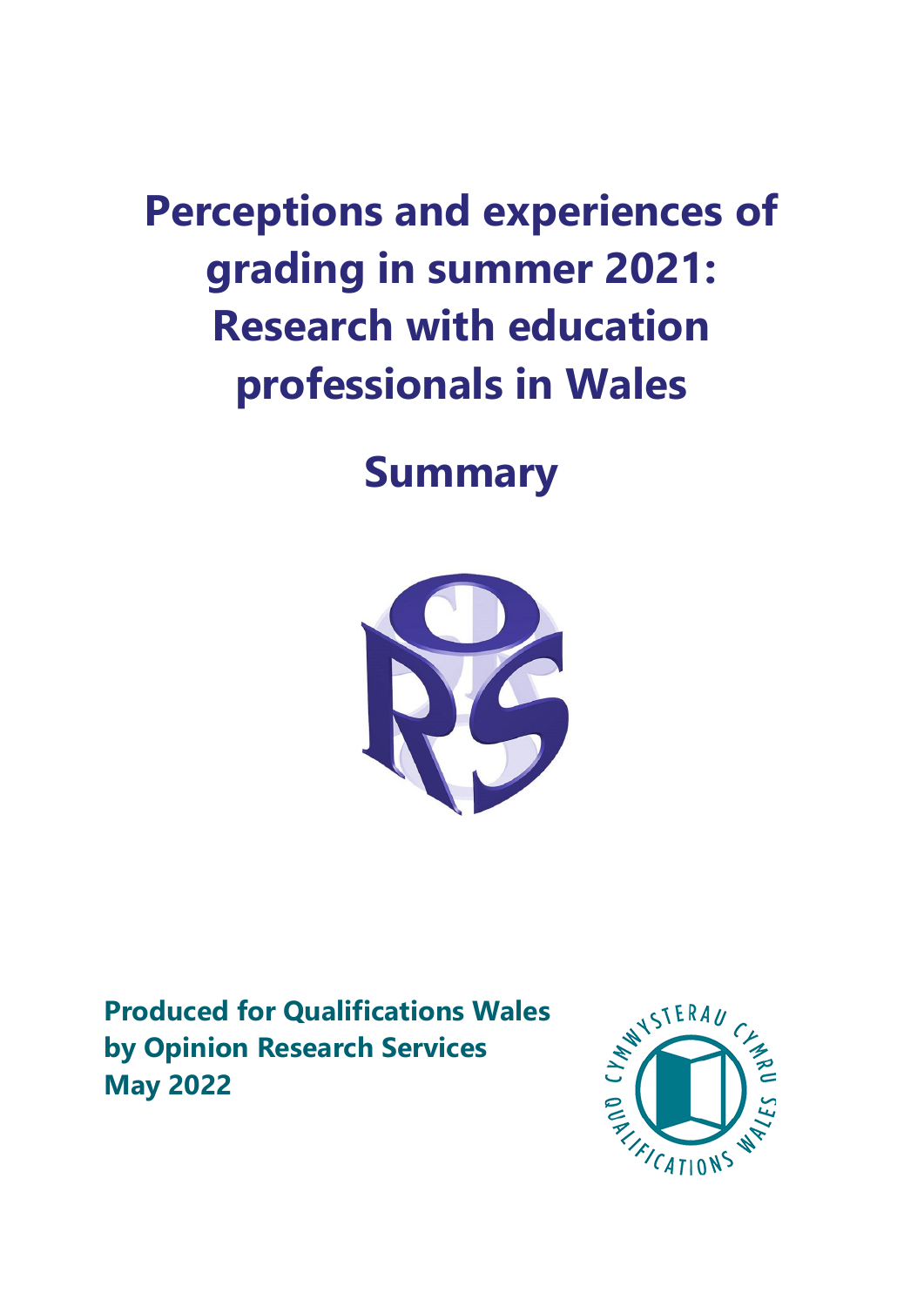# Perceptions and experiences of grading in summer 2021: Research with education professionals in Wales

## Summary

**Produced for Qualifications Wales**
**by Opinion Research Services**
**May 2022**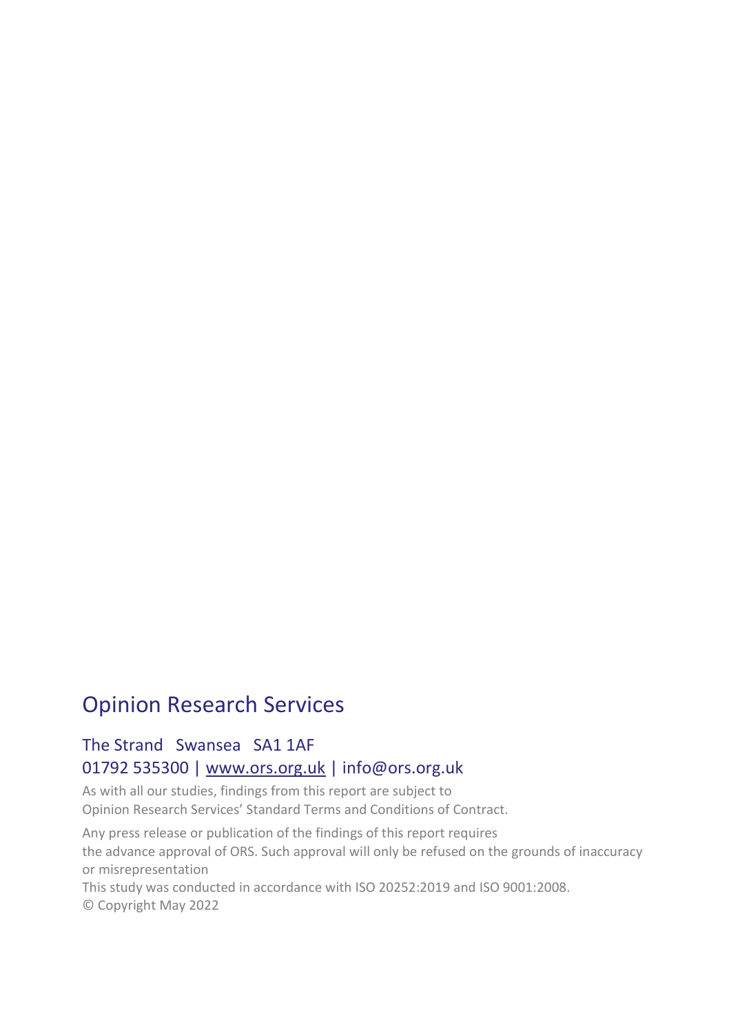# Opinion Research Services

## The Strand Swansea SA1 1AF
## 01792 535300 | www.ors.org.uk | info@ors.org.uk

As with all our studies, findings from this report are subject to Opinion Research Services' Standard Terms and Conditions of Contract.

Any press release or publication of the findings of this report requires the advance approval of ORS. Such approval will only be refused on the grounds of inaccuracy or misrepresentation

This study was conducted in accordance with ISO 20252:2019 and ISO 9001:2008.

© Copyright May 2022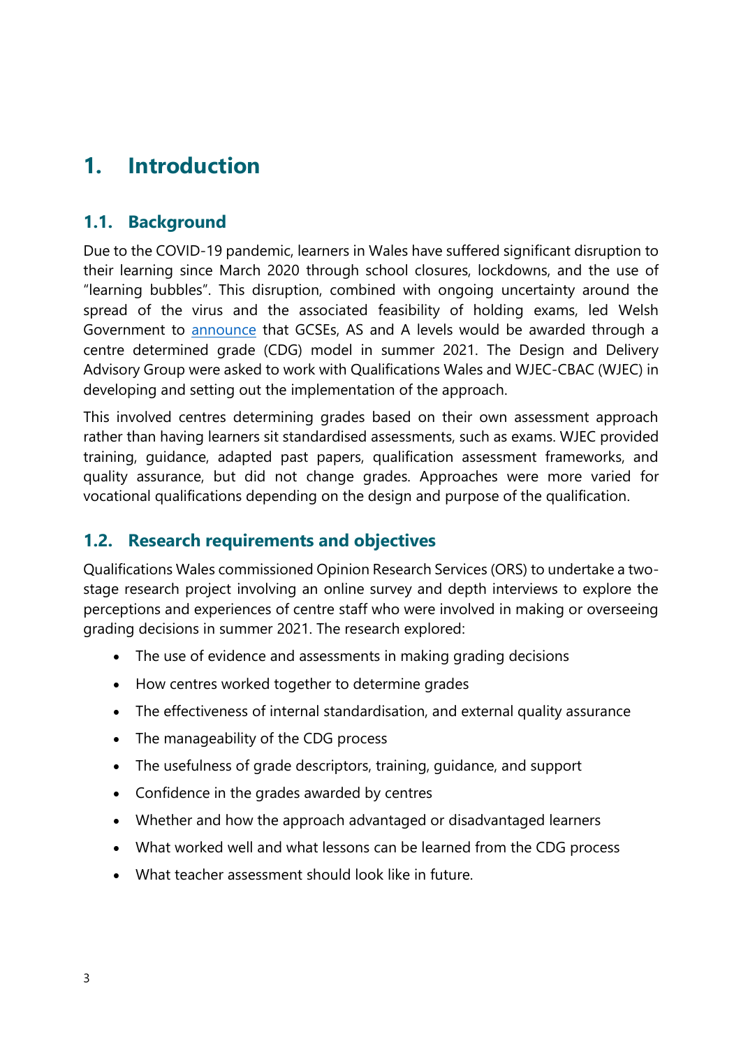# 1. Introduction

## 1.1. Background

Due to the COVID-19 pandemic, learners in Wales have suffered significant disruption to their learning since March 2020 through school closures, lockdowns, and the use of "learning bubbles". This disruption, combined with ongoing uncertainty around the spread of the virus and the associated feasibility of holding exams, led Welsh Government to announce that GCSEs, AS and A levels would be awarded through a centre determined grade (CDG) model in summer 2021. The Design and Delivery Advisory Group were asked to work with Qualifications Wales and WJEC-CBAC (WJEC) in developing and setting out the implementation of the approach.

This involved centres determining grades based on their own assessment approach rather than having learners sit standardised assessments, such as exams. WJEC provided training, guidance, adapted past papers, qualification assessment frameworks, and quality assurance, but did not change grades. Approaches were more varied for vocational qualifications depending on the design and purpose of the qualification.

## 1.2. Research requirements and objectives

Qualifications Wales commissioned Opinion Research Services (ORS) to undertake a two-stage research project involving an online survey and depth interviews to explore the perceptions and experiences of centre staff who were involved in making or overseeing grading decisions in summer 2021. The research explored:

- The use of evidence and assessments in making grading decisions
- How centres worked together to determine grades
- The effectiveness of internal standardisation, and external quality assurance
- The manageability of the CDG process
- The usefulness of grade descriptors, training, guidance, and support
- Confidence in the grades awarded by centres
- Whether and how the approach advantaged or disadvantaged learners
- What worked well and what lessons can be learned from the CDG process
- What teacher assessment should look like in future.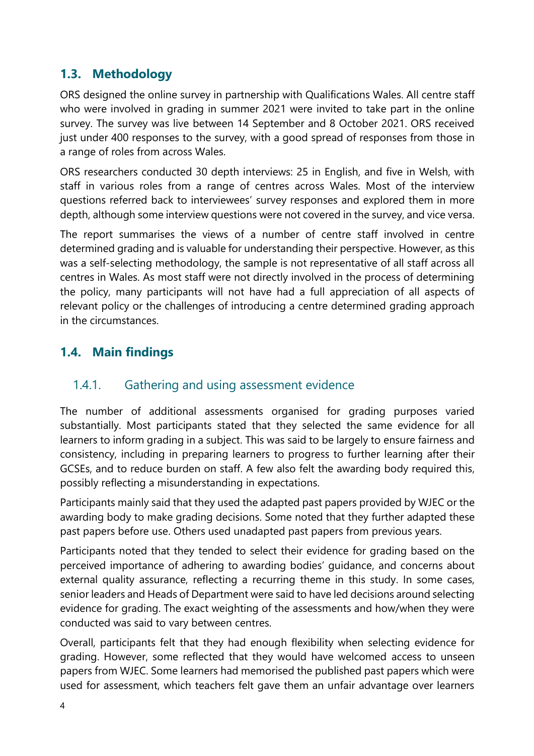## 1.3. Methodology

ORS designed the online survey in partnership with Qualifications Wales. All centre staff who were involved in grading in summer 2021 were invited to take part in the online survey. The survey was live between 14 September and 8 October 2021. ORS received just under 400 responses to the survey, with a good spread of responses from those in a range of roles from across Wales.

ORS researchers conducted 30 depth interviews: 25 in English, and five in Welsh, with staff in various roles from a range of centres across Wales. Most of the interview questions referred back to interviewees' survey responses and explored them in more depth, although some interview questions were not covered in the survey, and vice versa.

The report summarises the views of a number of centre staff involved in centre determined grading and is valuable for understanding their perspective. However, as this was a self-selecting methodology, the sample is not representative of all staff across all centres in Wales. As most staff were not directly involved in the process of determining the policy, many participants will not have had a full appreciation of all aspects of relevant policy or the challenges of introducing a centre determined grading approach in the circumstances.

## 1.4. Main findings

### 1.4.1. Gathering and using assessment evidence

The number of additional assessments organised for grading purposes varied substantially. Most participants stated that they selected the same evidence for all learners to inform grading in a subject. This was said to be largely to ensure fairness and consistency, including in preparing learners to progress to further learning after their GCSEs, and to reduce burden on staff. A few also felt the awarding body required this, possibly reflecting a misunderstanding in expectations.

Participants mainly said that they used the adapted past papers provided by WJEC or the awarding body to make grading decisions. Some noted that they further adapted these past papers before use. Others used unadapted past papers from previous years.

Participants noted that they tended to select their evidence for grading based on the perceived importance of adhering to awarding bodies' guidance, and concerns about external quality assurance, reflecting a recurring theme in this study. In some cases, senior leaders and Heads of Department were said to have led decisions around selecting evidence for grading. The exact weighting of the assessments and how/when they were conducted was said to vary between centres.

Overall, participants felt that they had enough flexibility when selecting evidence for grading. However, some reflected that they would have welcomed access to unseen papers from WJEC. Some learners had memorised the published past papers which were used for assessment, which teachers felt gave them an unfair advantage over learners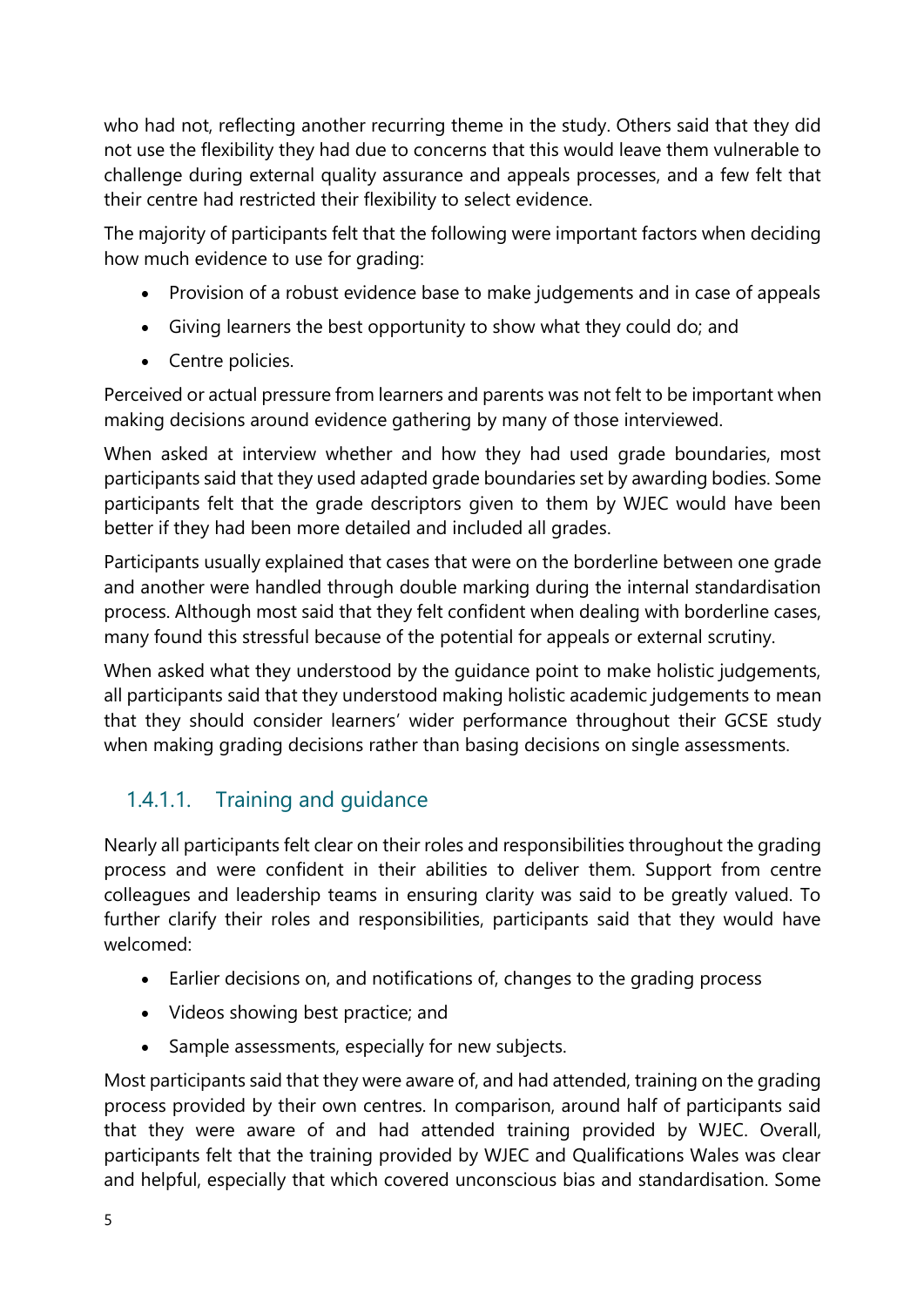who had not, reflecting another recurring theme in the study. Others said that they did not use the flexibility they had due to concerns that this would leave them vulnerable to challenge during external quality assurance and appeals processes, and a few felt that their centre had restricted their flexibility to select evidence.

The majority of participants felt that the following were important factors when deciding how much evidence to use for grading:

- Provision of a robust evidence base to make judgements and in case of appeals
- Giving learners the best opportunity to show what they could do; and
- Centre policies.

Perceived or actual pressure from learners and parents was not felt to be important when making decisions around evidence gathering by many of those interviewed.

When asked at interview whether and how they had used grade boundaries, most participants said that they used adapted grade boundaries set by awarding bodies. Some participants felt that the grade descriptors given to them by WJEC would have been better if they had been more detailed and included all grades.

Participants usually explained that cases that were on the borderline between one grade and another were handled through double marking during the internal standardisation process. Although most said that they felt confident when dealing with borderline cases, many found this stressful because of the potential for appeals or external scrutiny.

When asked what they understood by the guidance point to make holistic judgements, all participants said that they understood making holistic academic judgements to mean that they should consider learners' wider performance throughout their GCSE study when making grading decisions rather than basing decisions on single assessments.

#### 1.4.1.1. Training and guidance

Nearly all participants felt clear on their roles and responsibilities throughout the grading process and were confident in their abilities to deliver them. Support from centre colleagues and leadership teams in ensuring clarity was said to be greatly valued. To further clarify their roles and responsibilities, participants said that they would have welcomed:

- Earlier decisions on, and notifications of, changes to the grading process
- Videos showing best practice; and
- Sample assessments, especially for new subjects.

Most participants said that they were aware of, and had attended, training on the grading process provided by their own centres. In comparison, around half of participants said that they were aware of and had attended training provided by WJEC. Overall, participants felt that the training provided by WJEC and Qualifications Wales was clear and helpful, especially that which covered unconscious bias and standardisation. Some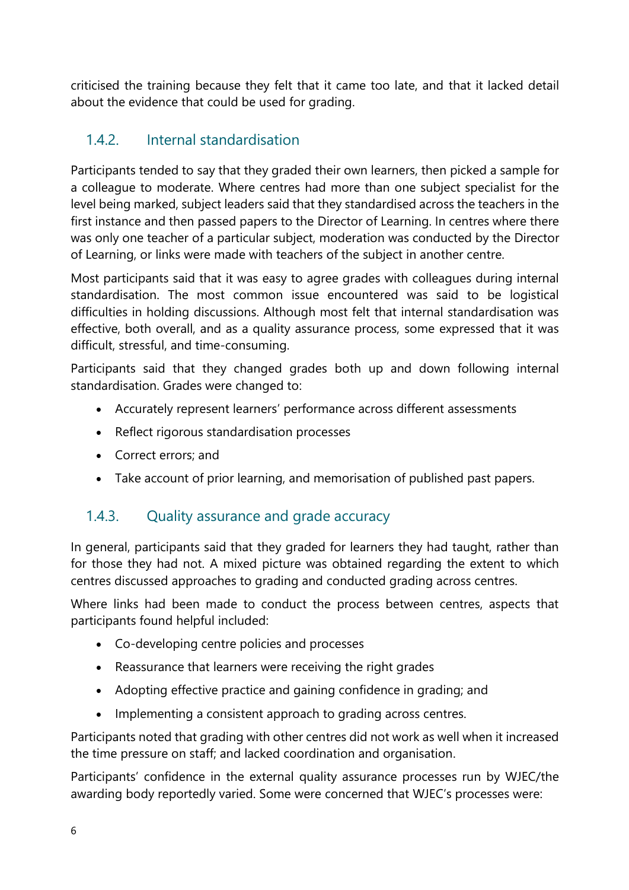criticised the training because they felt that it came too late, and that it lacked detail about the evidence that could be used for grading.

### 1.4.2. Internal standardisation

Participants tended to say that they graded their own learners, then picked a sample for a colleague to moderate. Where centres had more than one subject specialist for the level being marked, subject leaders said that they standardised across the teachers in the first instance and then passed papers to the Director of Learning. In centres where there was only one teacher of a particular subject, moderation was conducted by the Director of Learning, or links were made with teachers of the subject in another centre.

Most participants said that it was easy to agree grades with colleagues during internal standardisation. The most common issue encountered was said to be logistical difficulties in holding discussions. Although most felt that internal standardisation was effective, both overall, and as a quality assurance process, some expressed that it was difficult, stressful, and time-consuming.

Participants said that they changed grades both up and down following internal standardisation. Grades were changed to:

- Accurately represent learners' performance across different assessments
- Reflect rigorous standardisation processes
- Correct errors; and
- Take account of prior learning, and memorisation of published past papers.

### 1.4.3. Quality assurance and grade accuracy

In general, participants said that they graded for learners they had taught, rather than for those they had not. A mixed picture was obtained regarding the extent to which centres discussed approaches to grading and conducted grading across centres.

Where links had been made to conduct the process between centres, aspects that participants found helpful included:

- Co-developing centre policies and processes
- Reassurance that learners were receiving the right grades
- Adopting effective practice and gaining confidence in grading; and
- Implementing a consistent approach to grading across centres.

Participants noted that grading with other centres did not work as well when it increased the time pressure on staff; and lacked coordination and organisation.

Participants' confidence in the external quality assurance processes run by WJEC/the awarding body reportedly varied. Some were concerned that WJEC's processes were: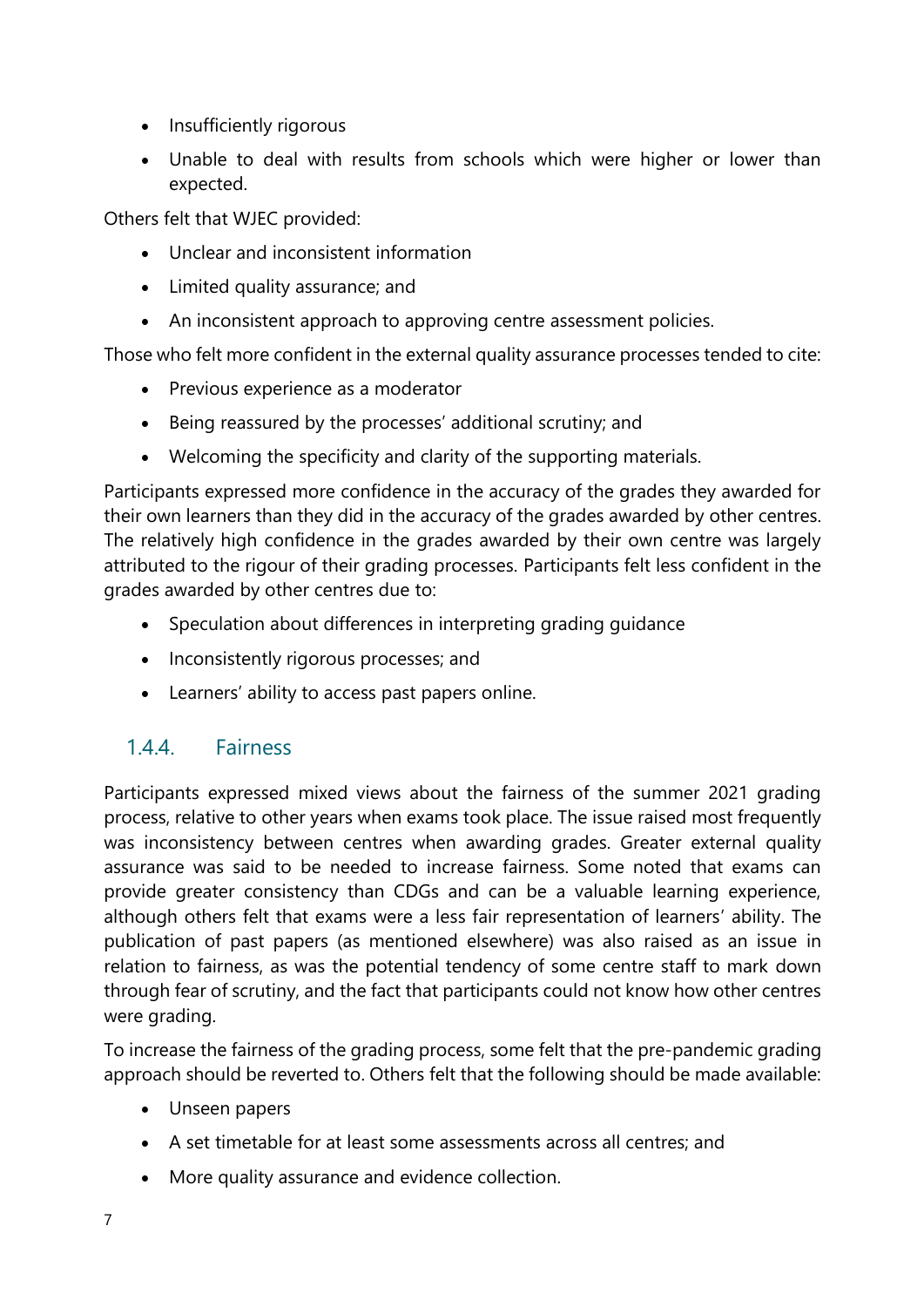- Insufficiently rigorous
- Unable to deal with results from schools which were higher or lower than expected.

Others felt that WJEC provided:

- Unclear and inconsistent information
- Limited quality assurance; and
- An inconsistent approach to approving centre assessment policies.

Those who felt more confident in the external quality assurance processes tended to cite:

- Previous experience as a moderator
- Being reassured by the processes' additional scrutiny; and
- Welcoming the specificity and clarity of the supporting materials.

Participants expressed more confidence in the accuracy of the grades they awarded for their own learners than they did in the accuracy of the grades awarded by other centres. The relatively high confidence in the grades awarded by their own centre was largely attributed to the rigour of their grading processes. Participants felt less confident in the grades awarded by other centres due to:

- Speculation about differences in interpreting grading guidance
- Inconsistently rigorous processes; and
- Learners' ability to access past papers online.

### 1.4.4. Fairness

Participants expressed mixed views about the fairness of the summer 2021 grading process, relative to other years when exams took place. The issue raised most frequently was inconsistency between centres when awarding grades. Greater external quality assurance was said to be needed to increase fairness. Some noted that exams can provide greater consistency than CDGs and can be a valuable learning experience, although others felt that exams were a less fair representation of learners' ability. The publication of past papers (as mentioned elsewhere) was also raised as an issue in relation to fairness, as was the potential tendency of some centre staff to mark down through fear of scrutiny, and the fact that participants could not know how other centres were grading.

To increase the fairness of the grading process, some felt that the pre-pandemic grading approach should be reverted to. Others felt that the following should be made available:

- Unseen papers
- A set timetable for at least some assessments across all centres; and
- More quality assurance and evidence collection.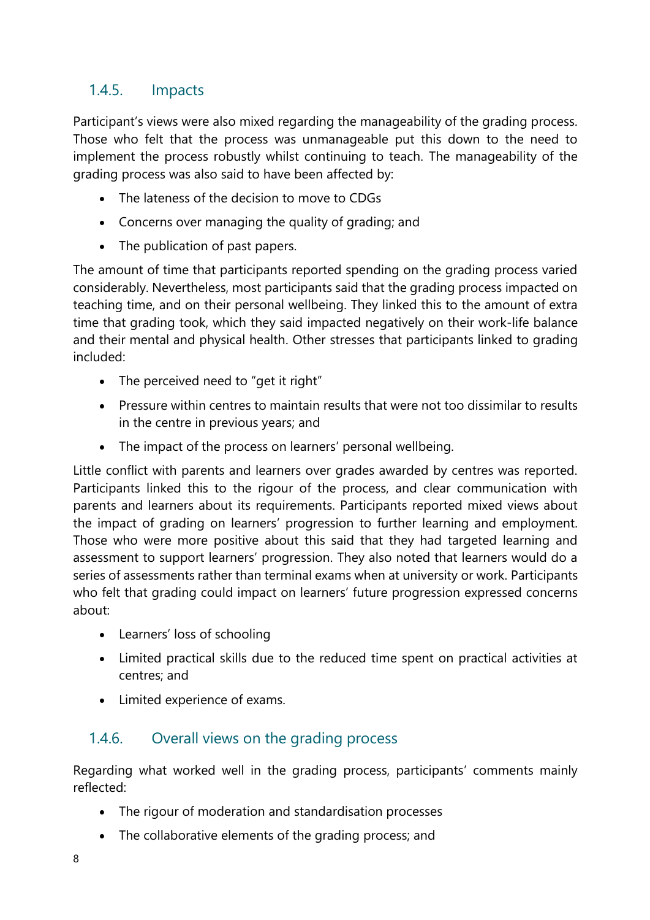### 1.4.5. Impacts

Participant's views were also mixed regarding the manageability of the grading process. Those who felt that the process was unmanageable put this down to the need to implement the process robustly whilst continuing to teach. The manageability of the grading process was also said to have been affected by:

- The lateness of the decision to move to CDGs
- Concerns over managing the quality of grading; and
- The publication of past papers.

The amount of time that participants reported spending on the grading process varied considerably. Nevertheless, most participants said that the grading process impacted on teaching time, and on their personal wellbeing. They linked this to the amount of extra time that grading took, which they said impacted negatively on their work-life balance and their mental and physical health. Other stresses that participants linked to grading included:

- The perceived need to "get it right"
- Pressure within centres to maintain results that were not too dissimilar to results in the centre in previous years; and
- The impact of the process on learners' personal wellbeing.

Little conflict with parents and learners over grades awarded by centres was reported. Participants linked this to the rigour of the process, and clear communication with parents and learners about its requirements. Participants reported mixed views about the impact of grading on learners' progression to further learning and employment. Those who were more positive about this said that they had targeted learning and assessment to support learners' progression. They also noted that learners would do a series of assessments rather than terminal exams when at university or work. Participants who felt that grading could impact on learners' future progression expressed concerns about:

- Learners' loss of schooling
- Limited practical skills due to the reduced time spent on practical activities at centres; and
- Limited experience of exams.

### 1.4.6. Overall views on the grading process

Regarding what worked well in the grading process, participants' comments mainly reflected:

- The rigour of moderation and standardisation processes
- The collaborative elements of the grading process; and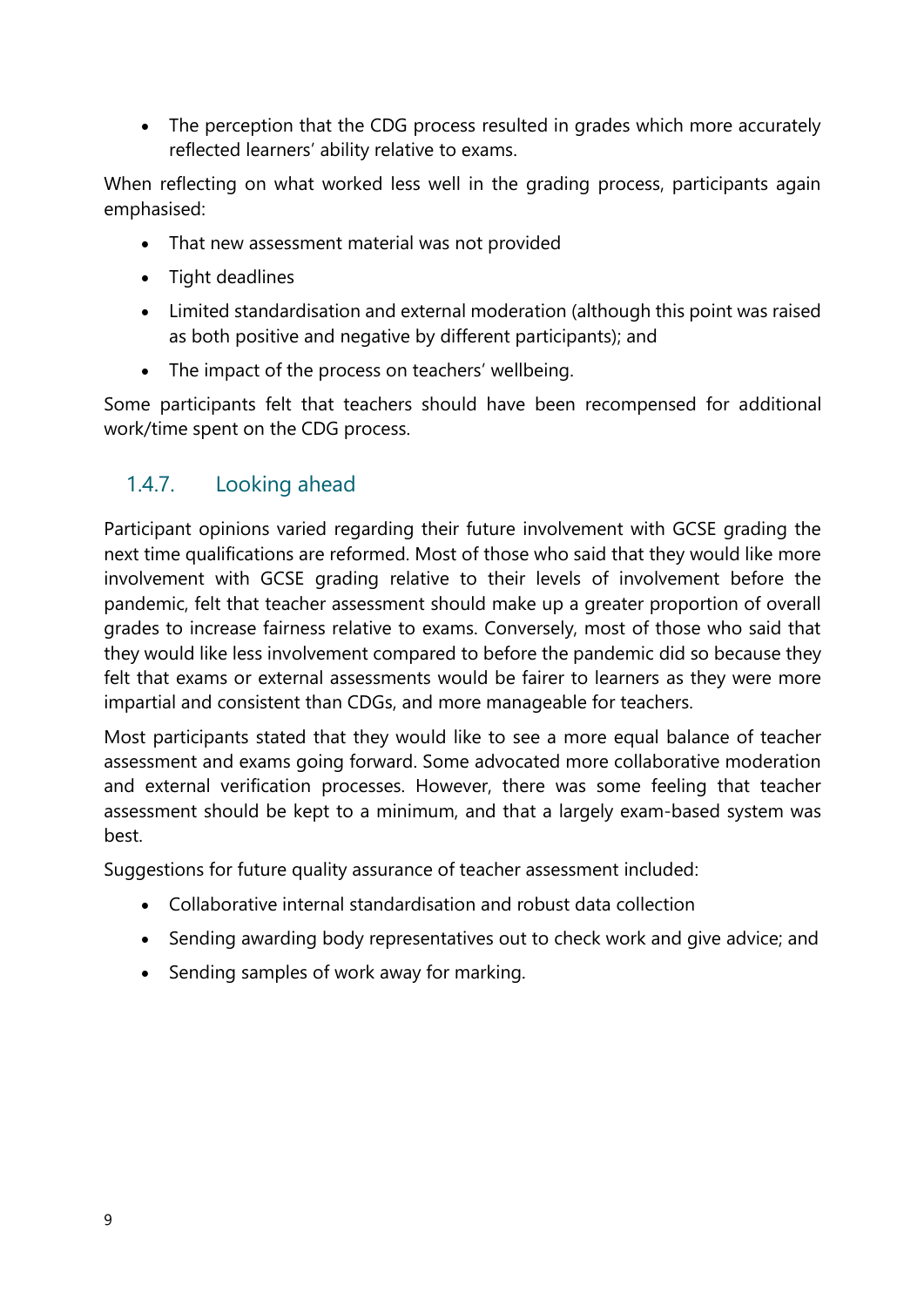- The perception that the CDG process resulted in grades which more accurately reflected learners' ability relative to exams.

When reflecting on what worked less well in the grading process, participants again emphasised:

- That new assessment material was not provided
- Tight deadlines
- Limited standardisation and external moderation (although this point was raised as both positive and negative by different participants); and
- The impact of the process on teachers' wellbeing.

Some participants felt that teachers should have been recompensed for additional work/time spent on the CDG process.

### 1.4.7. Looking ahead

Participant opinions varied regarding their future involvement with GCSE grading the next time qualifications are reformed. Most of those who said that they would like more involvement with GCSE grading relative to their levels of involvement before the pandemic, felt that teacher assessment should make up a greater proportion of overall grades to increase fairness relative to exams. Conversely, most of those who said that they would like less involvement compared to before the pandemic did so because they felt that exams or external assessments would be fairer to learners as they were more impartial and consistent than CDGs, and more manageable for teachers.

Most participants stated that they would like to see a more equal balance of teacher assessment and exams going forward. Some advocated more collaborative moderation and external verification processes. However, there was some feeling that teacher assessment should be kept to a minimum, and that a largely exam-based system was best.

Suggestions for future quality assurance of teacher assessment included:

- Collaborative internal standardisation and robust data collection
- Sending awarding body representatives out to check work and give advice; and
- Sending samples of work away for marking.